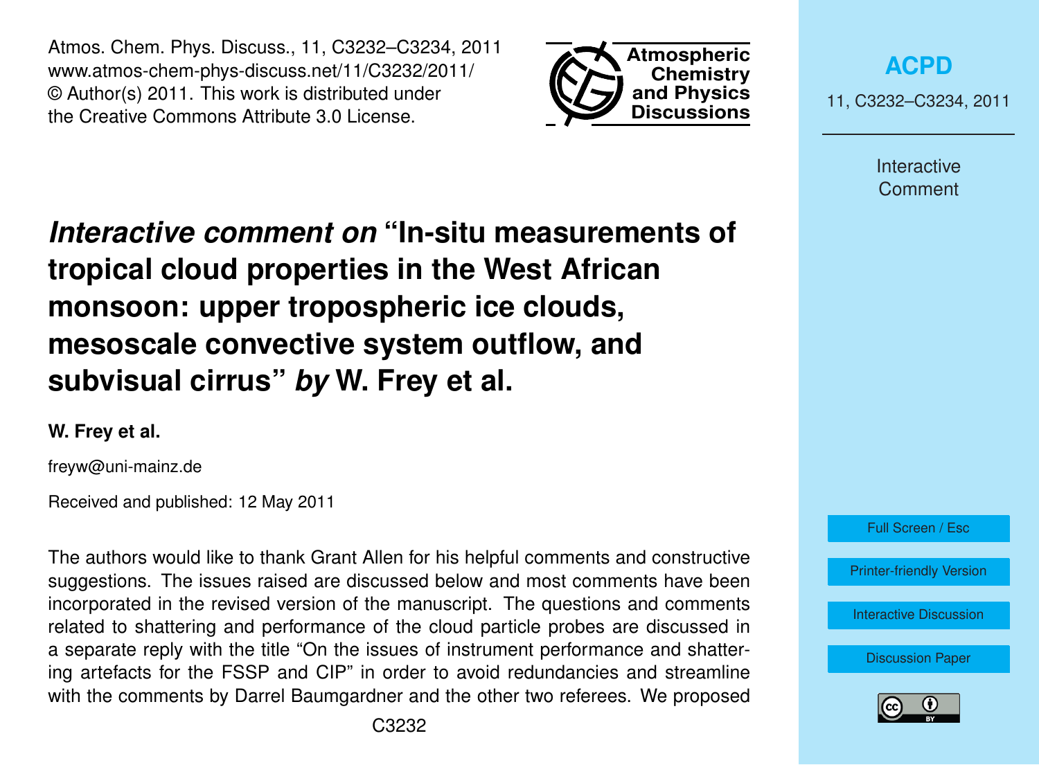# *Interactive comment on* "In-situ measurements of tropical cloud properties in the West African monsoon: upper tropospheric ice clouds, mesoscale convective system outflow, and subvisual cirrus" *by* W. Frey et al.

**W. Frey et al.**

freyw@uni-mainz.de

Received and published: 12 May 2011

The authors would like to thank Grant Allen for his helpful comments and constructive suggestions. The issues raised are discussed below and most comments have been incorporated in the revised version of the manuscript. The questions and comments related to shattering and performance of the cloud particle probes are discussed in a separate reply with the title "On the issues of instrument performance and shattering artefacts for the FSSP and CIP" in order to avoid redundancies and streamline with the comments by Darrel Baumgardner and the other two referees. We proposed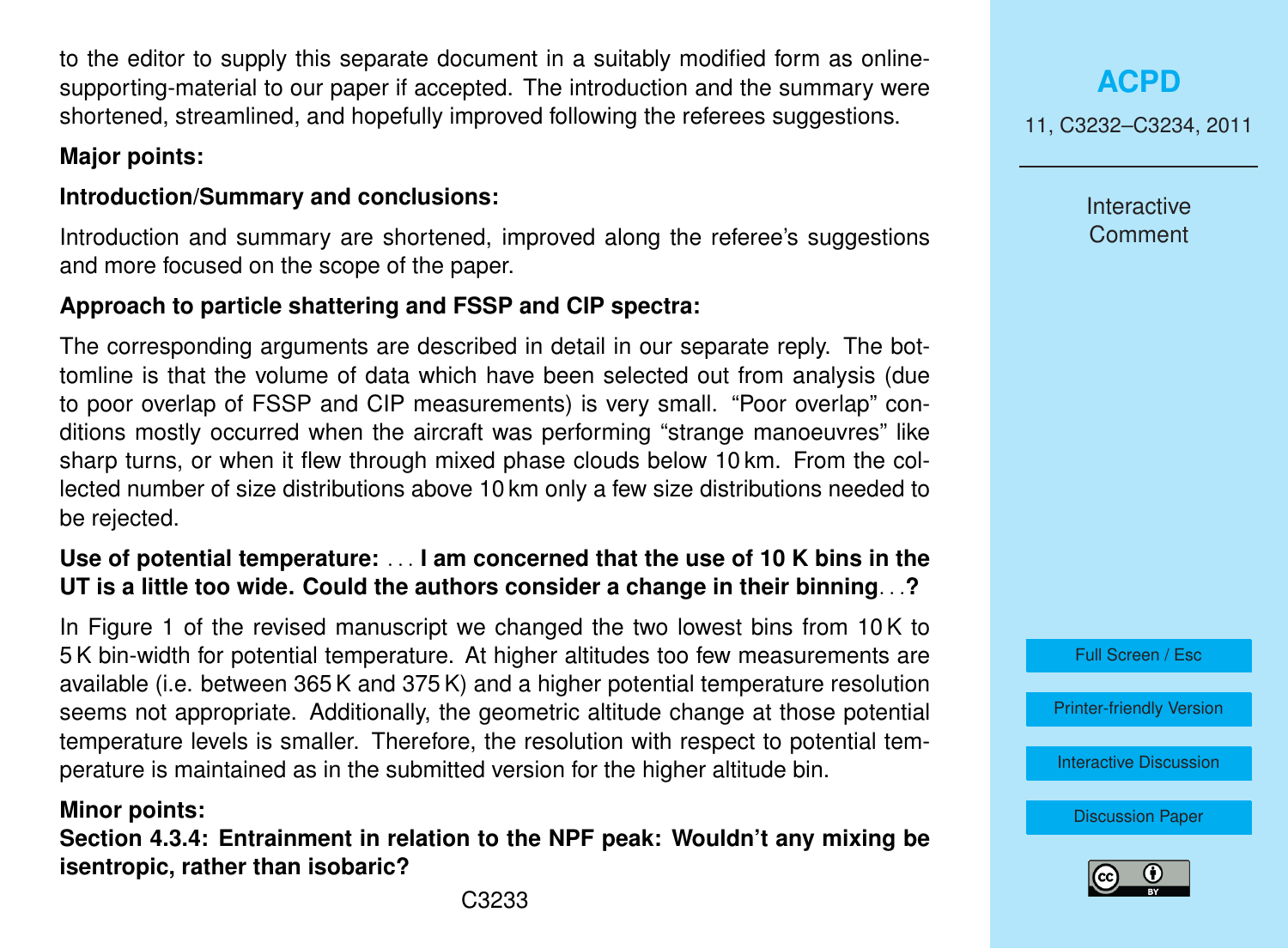to the editor to supply this separate document in a suitably modified form as online-supporting-material to our paper if accepted. The introduction and the summary were shortened, streamlined, and hopefully improved following the referees suggestions.

**Major points:**

**Introduction/Summary and conclusions:**

Introduction and summary are shortened, improved along the referee's suggestions and more focused on the scope of the paper.

**Approach to particle shattering and FSSP and CIP spectra:**

The corresponding arguments are described in detail in our separate reply. The bottomline is that the volume of data which have been selected out from analysis (due to poor overlap of FSSP and CIP measurements) is very small. "Poor overlap" conditions mostly occurred when the aircraft was performing "strange manoeuvres" like sharp turns, or when it flew through mixed phase clouds below 10 km. From the collected number of size distributions above 10 km only a few size distributions needed to be rejected.

**Use of potential temperature:** . . . **I am concerned that the use of 10 K bins in the UT is a little too wide. Could the authors consider a change in their binning**. . .**?**

In Figure 1 of the revised manuscript we changed the two lowest bins from 10 K to 5 K bin-width for potential temperature. At higher altitudes too few measurements are available (i.e. between 365 K and 375 K) and a higher potential temperature resolution seems not appropriate. Additionally, the geometric altitude change at those potential temperature levels is smaller. Therefore, the resolution with respect to potential temperature is maintained as in the submitted version for the higher altitude bin.

**Minor points:**

**Section 4.3.4: Entrainment in relation to the NPF peak: Wouldn't any mixing be isentropic, rather than isobaric?**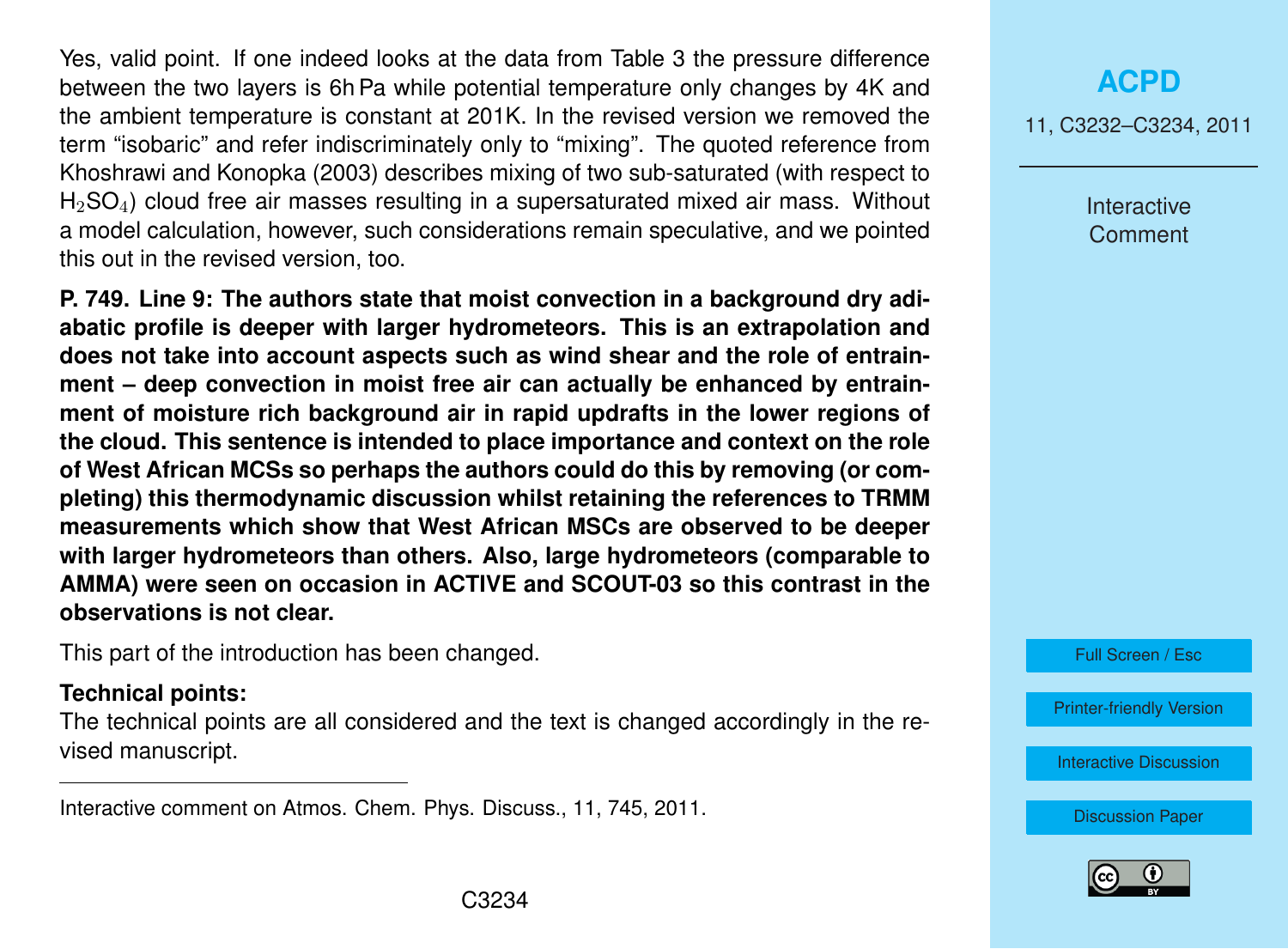Yes, valid point. If one indeed looks at the data from Table 3 the pressure difference between the two layers is 6 hPa while potential temperature only changes by 4K and the ambient temperature is constant at 201K. In the revised version we removed the term "isobaric" and refer indiscriminately only to "mixing". The quoted reference from Khoshrawi and Konopka (2003) describes mixing of two sub-saturated (with respect to $H_2SO_4$) cloud free air masses resulting in a supersaturated mixed air mass. Without a model calculation, however, such considerations remain speculative, and we pointed this out in the revised version, too.

**P. 749. Line 9: The authors state that moist convection in a background dry adiabatic profile is deeper with larger hydrometeors. This is an extrapolation and does not take into account aspects such as wind shear and the role of entrainment – deep convection in moist free air can actually be enhanced by entrainment of moisture rich background air in rapid updrafts in the lower regions of the cloud. This sentence is intended to place importance and context on the role of West African MCSs so perhaps the authors could do this by removing (or completing) this thermodynamic discussion whilst retaining the references to TRMM measurements which show that West African MSCs are observed to be deeper with larger hydrometeors than others. Also, large hydrometeors (comparable to AMMA) were seen on occasion in ACTIVE and SCOUT-03 so this contrast in the observations is not clear.**

This part of the introduction has been changed.

**Technical points:**

The technical points are all considered and the text is changed accordingly in the revised manuscript.

---

Interactive comment on Atmos. Chem. Phys. Discuss., 11, 745, 2011.